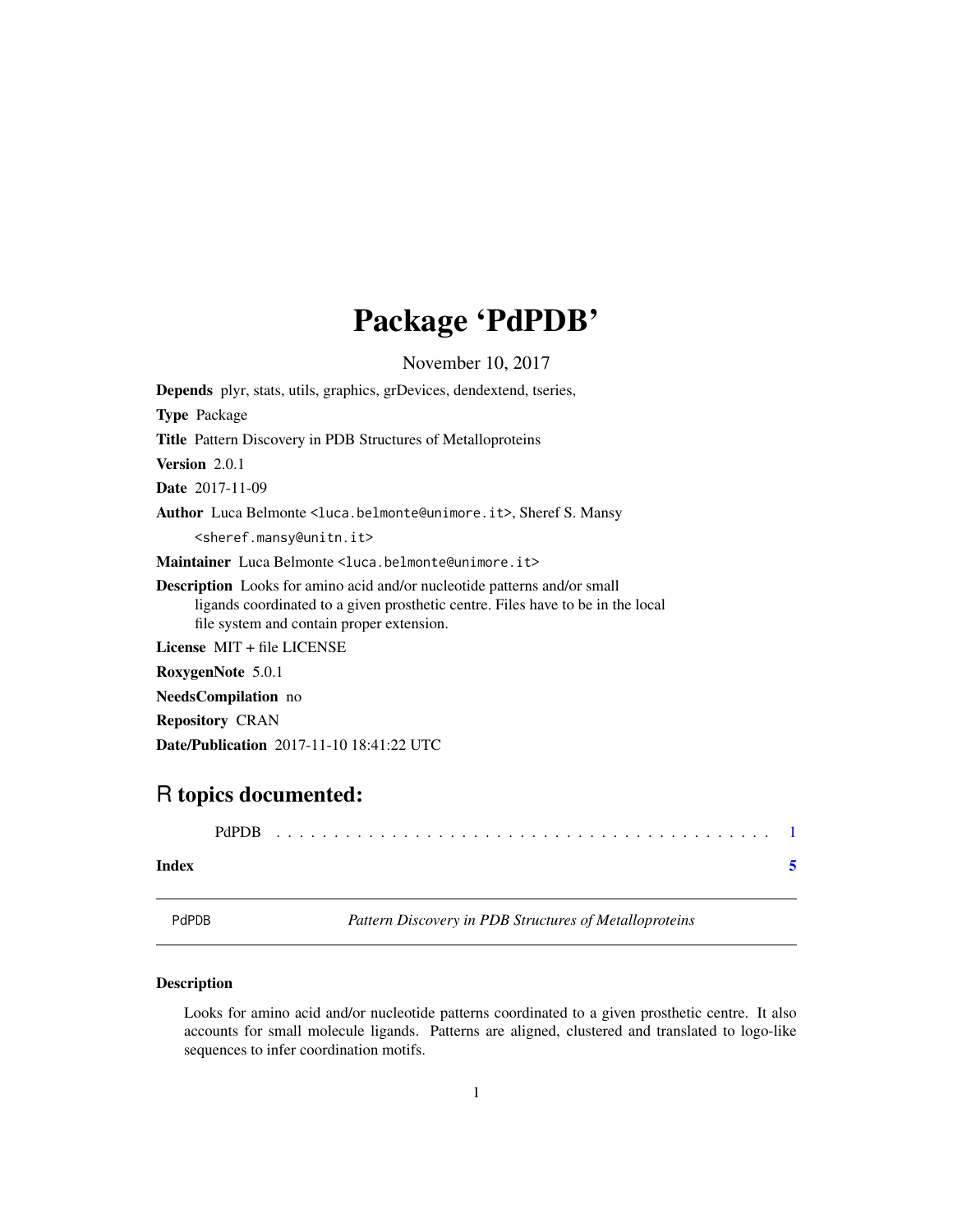# Package 'PdPDB'

November 10, 2017

**Depends** plyr, stats, utils, graphics, grDevices, dendextend, tseries,

**Type** Package

**Title** Pattern Discovery in PDB Structures of Metalloproteins

**Version** 2.0.1

**Date** 2017-11-09

**Author** Luca Belmonte <luca.belmonte@unimore.it>, Sheref S. Mansy <sheref.mansy@unitn.it>

**Maintainer** Luca Belmonte <luca.belmonte@unimore.it>

**Description** Looks for amino acid and/or nucleotide patterns and/or small ligands coordinated to a given prosthetic centre. Files have to be in the local file system and contain proper extension.

**License** MIT + file LICENSE

**RoxygenNote** 5.0.1

**NeedsCompilation** no

**Repository** CRAN

**Date/Publication** 2017-11-10 18:41:22 UTC

## R topics documented:

PdPDB . . . . . . . . . . . . . . . . . . . . . . . . . . . . . . . . . . . . . . . . . . 1

**Index** **5**

---

PdPDB *Pattern Discovery in PDB Structures of Metalloproteins*

---

### Description

Looks for amino acid and/or nucleotide patterns coordinated to a given prosthetic centre. It also accounts for small molecule ligands. Patterns are aligned, clustered and translated to logo-like sequences to infer coordination motifs.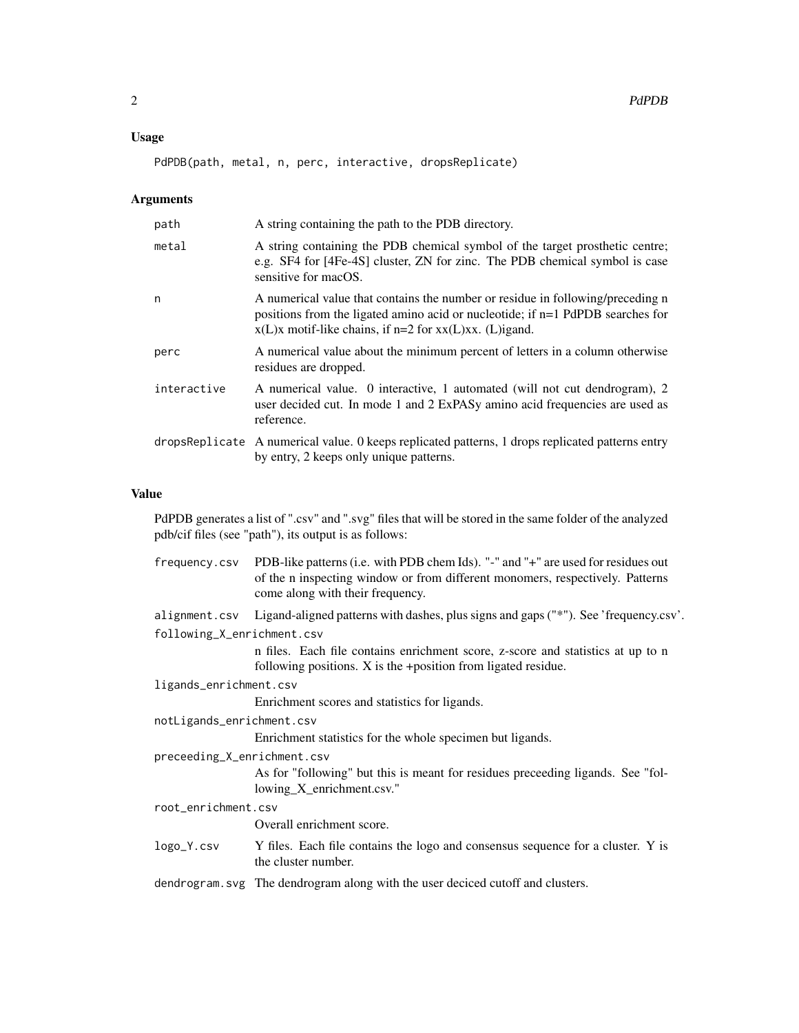## Usage

```
PdPDB(path, metal, n, perc, interactive, dropsReplicate)
```

## Arguments

| | |
|---|---|
| `path` | A string containing the path to the PDB directory. |
| `metal` | A string containing the PDB chemical symbol of the target prosthetic centre; e.g. SF4 for [4Fe-4S] cluster, ZN for zinc. The PDB chemical symbol is case sensitive for macOS. |
| `n` | A numerical value that contains the number or residue in following/preceding n positions from the ligated amino acid or nucleotide; if n=1 PdPDB searches for x(L)x motif-like chains, if n=2 for xx(L)xx. (L)igand. |
| `perc` | A numerical value about the minimum percent of letters in a column otherwise residues are dropped. |
| `interactive` | A numerical value. 0 interactive, 1 automated (will not cut dendrogram), 2 user decided cut. In mode 1 and 2 ExPASy amino acid frequencies are used as reference. |
| `dropsReplicate` | A numerical value. 0 keeps replicated patterns, 1 drops replicated patterns entry by entry, 2 keeps only unique patterns. |

## Value

PdPDB generates a list of ".csv" and ".svg" files that will be stored in the same folder of the analyzed pdb/cif files (see "path"), its output is as follows:

| | |
|---|---|
| `frequency.csv` | PDB-like patterns (i.e. with PDB chem Ids). "-" and "+" are used for residues out of the n inspecting window or from different monomers, respectively. Patterns come along with their frequency. |
| `alignment.csv` | Ligand-aligned patterns with dashes, plus signs and gaps ("*"). See 'frequency.csv'. |
| `following_X_enrichment.csv` | n files. Each file contains enrichment score, z-score and statistics at up to n following positions. X is the +position from ligated residue. |
| `ligands_enrichment.csv` | Enrichment scores and statistics for ligands. |
| `notLigands_enrichment.csv` | Enrichment statistics for the whole specimen but ligands. |
| `preceeding_X_enrichment.csv` | As for "following" but this is meant for residues preceeding ligands. See "following_X_enrichment.csv." |
| `root_enrichment.csv` | Overall enrichment score. |
| `logo_Y.csv` | Y files. Each file contains the logo and consensus sequence for a cluster. Y is the cluster number. |
| `dendrogram.svg` | The dendrogram along with the user deciced cutoff and clusters. |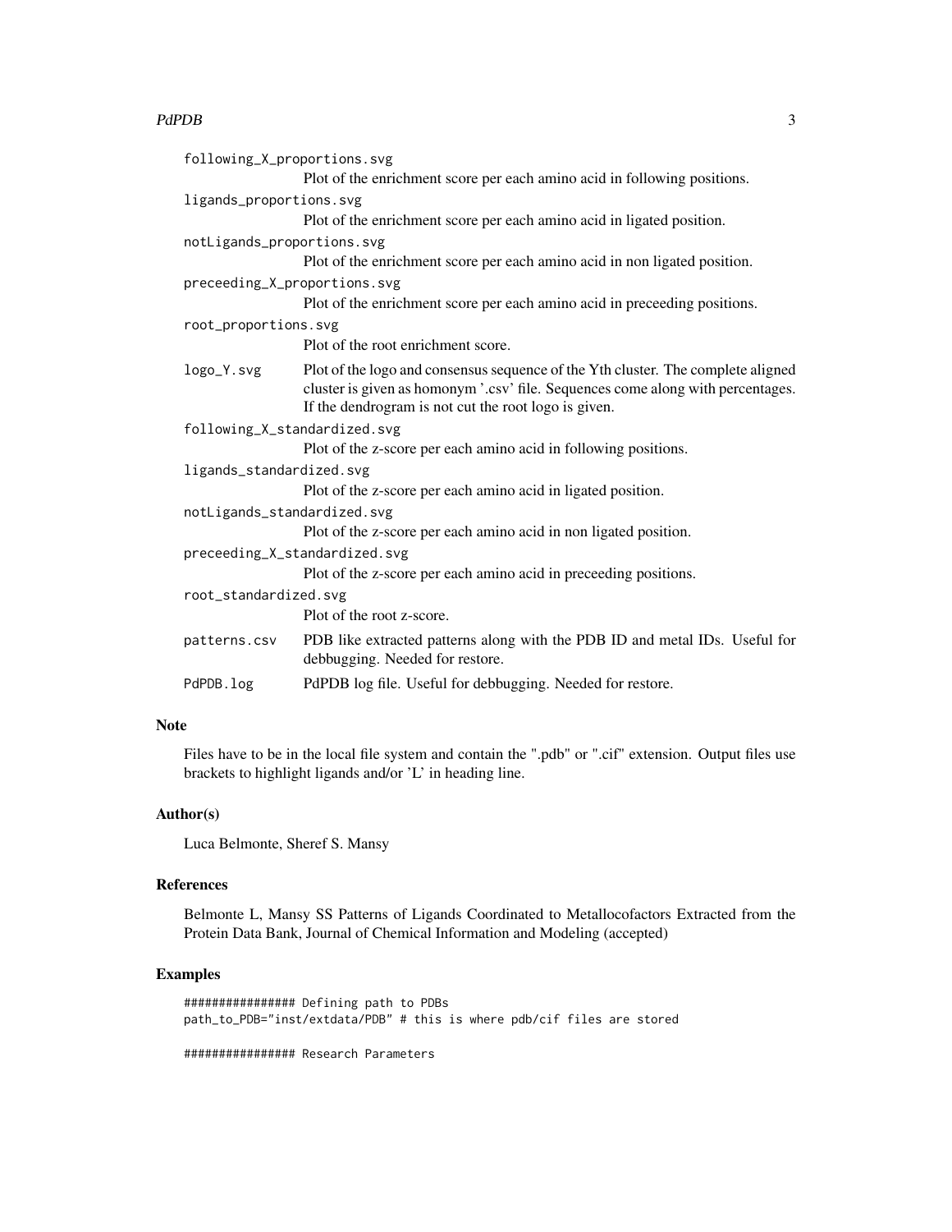`following_X_proportions.svg`
: Plot of the enrichment score per each amino acid in following positions.

`ligands_proportions.svg`
: Plot of the enrichment score per each amino acid in ligated position.

`notLigands_proportions.svg`
: Plot of the enrichment score per each amino acid in non ligated position.

`preceeding_X_proportions.svg`
: Plot of the enrichment score per each amino acid in preceeding positions.

`root_proportions.svg`
: Plot of the root enrichment score.

`logo_Y.svg`
: Plot of the logo and consensus sequence of the Yth cluster. The complete aligned cluster is given as homonym '.csv' file. Sequences come along with percentages. If the dendrogram is not cut the root logo is given.

`following_X_standardized.svg`
: Plot of the z-score per each amino acid in following positions.

`ligands_standardized.svg`
: Plot of the z-score per each amino acid in ligated position.

`notLigands_standardized.svg`
: Plot of the z-score per each amino acid in non ligated position.

`preceeding_X_standardized.svg`
: Plot of the z-score per each amino acid in preceeding positions.

`root_standardized.svg`
: Plot of the root z-score.

`patterns.csv`
: PDB like extracted patterns along with the PDB ID and metal IDs. Useful for debbugging. Needed for restore.

`PdPDB.log`
: PdPDB log file. Useful for debbugging. Needed for restore.

## Note

Files have to be in the local file system and contain the ".pdb" or ".cif" extension. Output files use brackets to highlight ligands and/or 'L' in heading line.

## Author(s)

Luca Belmonte, Sheref S. Mansy

## References

Belmonte L, Mansy SS Patterns of Ligands Coordinated to Metallocofactors Extracted from the Protein Data Bank, Journal of Chemical Information and Modeling (accepted)

## Examples

```
################ Defining path to PDBs
path_to_PDB="inst/extdata/PDB" # this is where pdb/cif files are stored

################ Research Parameters
```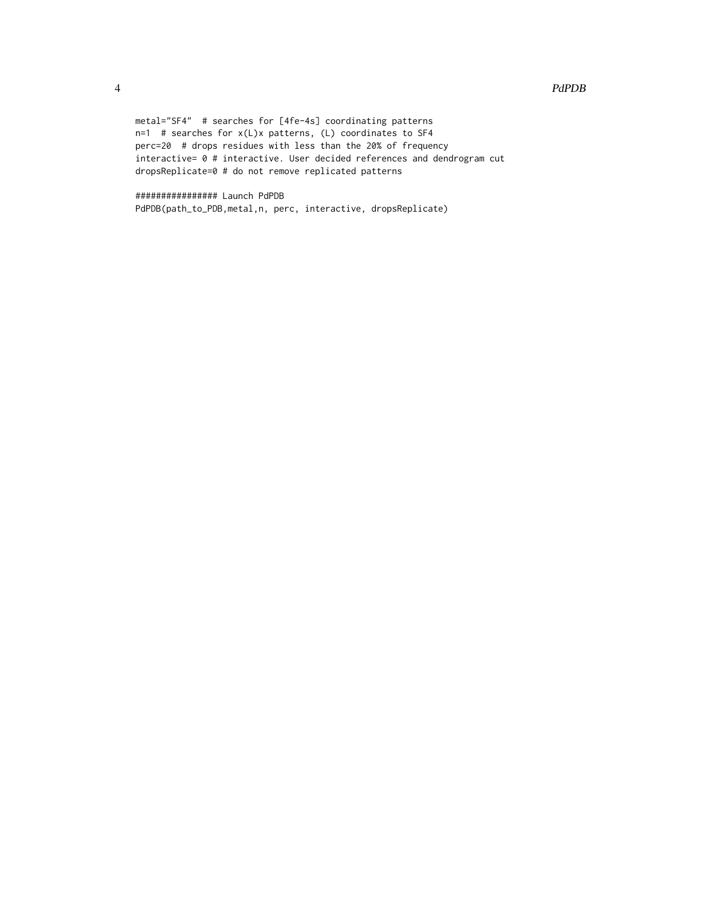```
metal="SF4"  # searches for [4fe-4s] coordinating patterns
n=1  # searches for x(L)x patterns, (L) coordinates to SF4
perc=20  # drops residues with less than the 20% of frequency
interactive= 0 # interactive. User decided references and dendrogram cut
dropsReplicate=0 # do not remove replicated patterns

################ Launch PdPDB
PdPDB(path_to_PDB,metal,n, perc, interactive, dropsReplicate)
```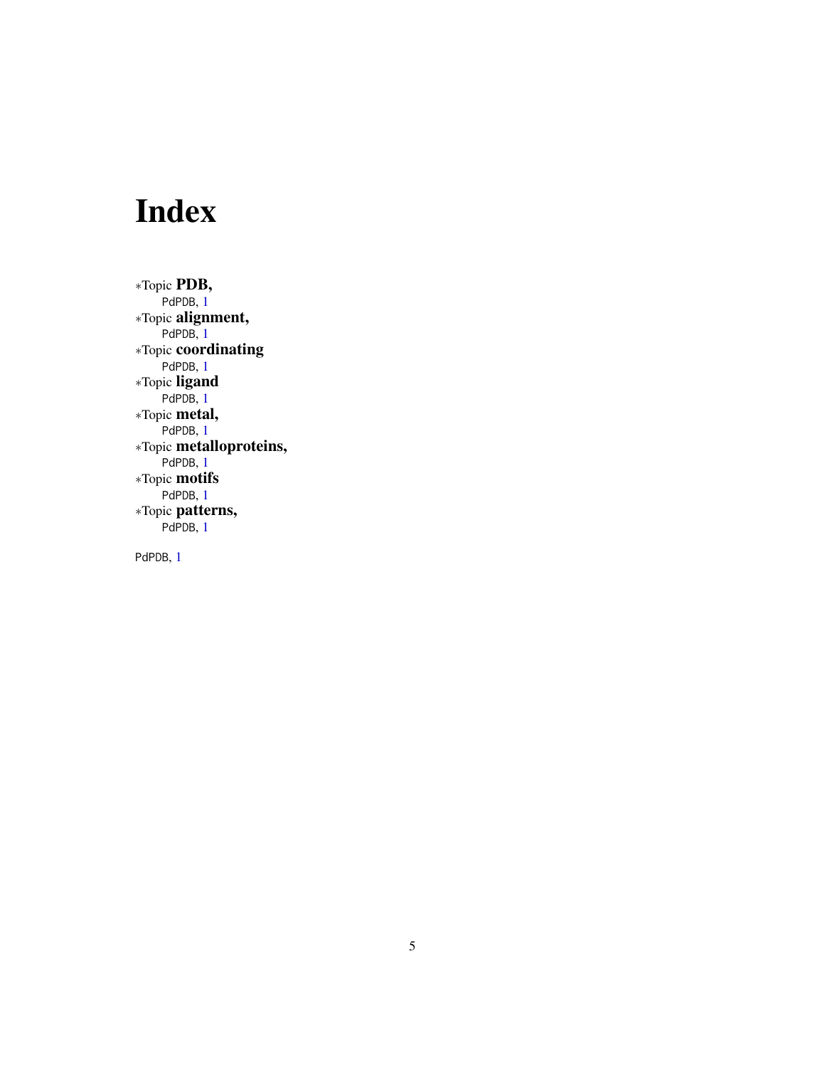# Index

∗Topic **PDB,**
  PdPDB, 1
∗Topic **alignment,**
  PdPDB, 1
∗Topic **coordinating**
  PdPDB, 1
∗Topic **ligand**
  PdPDB, 1
∗Topic **metal,**
  PdPDB, 1
∗Topic **metalloproteins,**
  PdPDB, 1
∗Topic **motifs**
  PdPDB, 1
∗Topic **patterns,**
  PdPDB, 1

PdPDB, 1